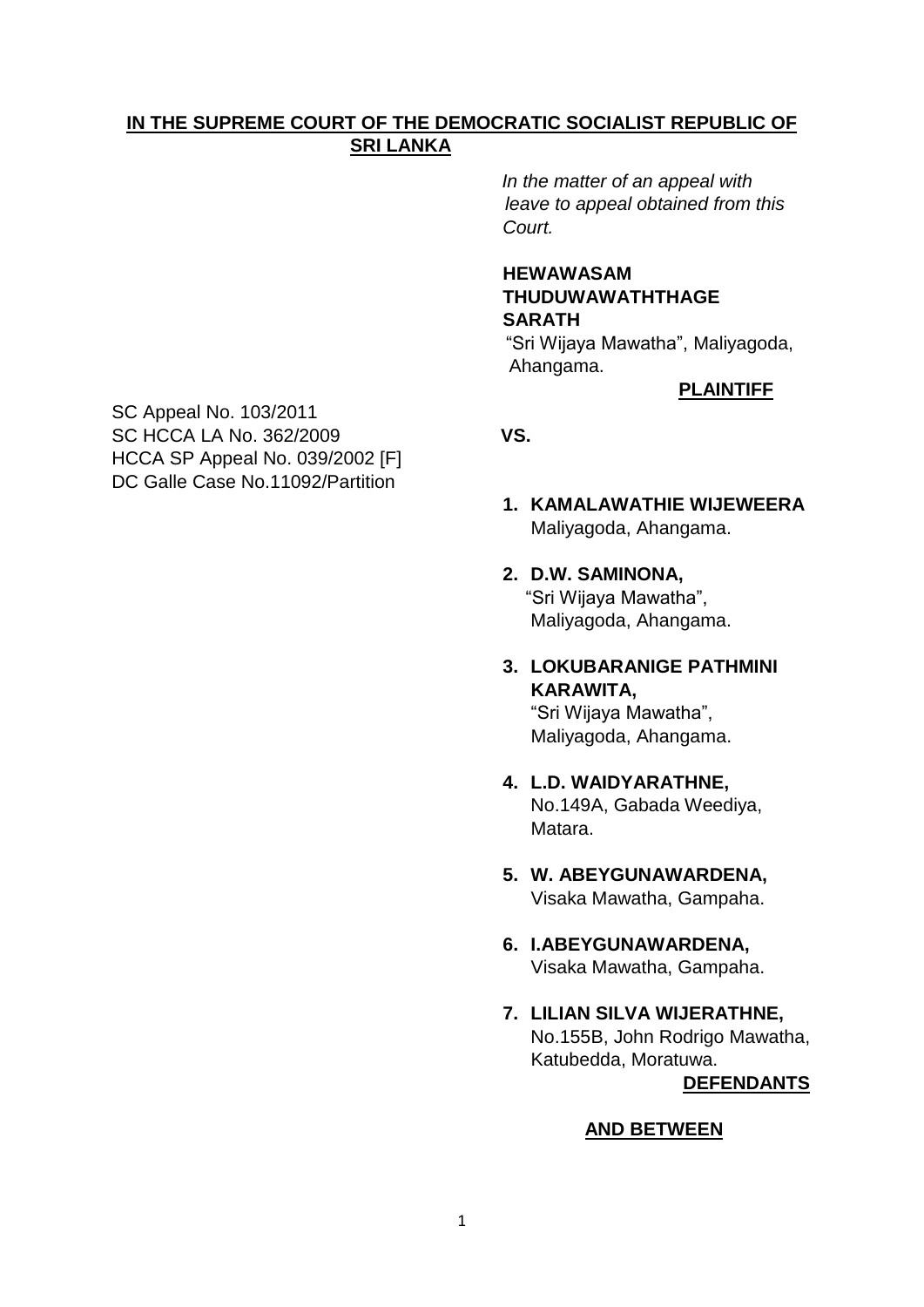**IN THE SUPREME COURT OF THE DEMOCRATIC SOCIALIST REPUBLIC OF SRI LANKA**

*In the matter of an appeal with leave to appeal obtained from this Court.*

**HEWAWASAM THUDUWAWATHTHAGE SARATH**
"Sri Wijaya Mawatha", Maliyagoda, Ahangama.

**PLAINTIFF**

SC Appeal No. 103/2011
SC HCCA LA No. 362/2009
HCCA SP Appeal No. 039/2002 [F]
DC Galle Case No.11092/Partition

**VS.**

1. **KAMALAWATHIE WIJEWEERA**
   Maliyagoda, Ahangama.

2. **D.W. SAMINONA,**
   "Sri Wijaya Mawatha",
   Maliyagoda, Ahangama.

3. **LOKUBARANIGE PATHMINI KARAWITA,**
   "Sri Wijaya Mawatha",
   Maliyagoda, Ahangama.

4. **L.D. WAIDYARATHNE,**
   No.149A, Gabada Weediya,
   Matara.

5. **W. ABEYGUNAWARDENA,**
   Visaka Mawatha, Gampaha.

6. **I.ABEYGUNAWARDENA,**
   Visaka Mawatha, Gampaha.

7. **LILIAN SILVA WIJERATHNE,**
   No.155B, John Rodrigo Mawatha,
   Katubedda, Moratuwa.

**DEFENDANTS**

**AND BETWEEN**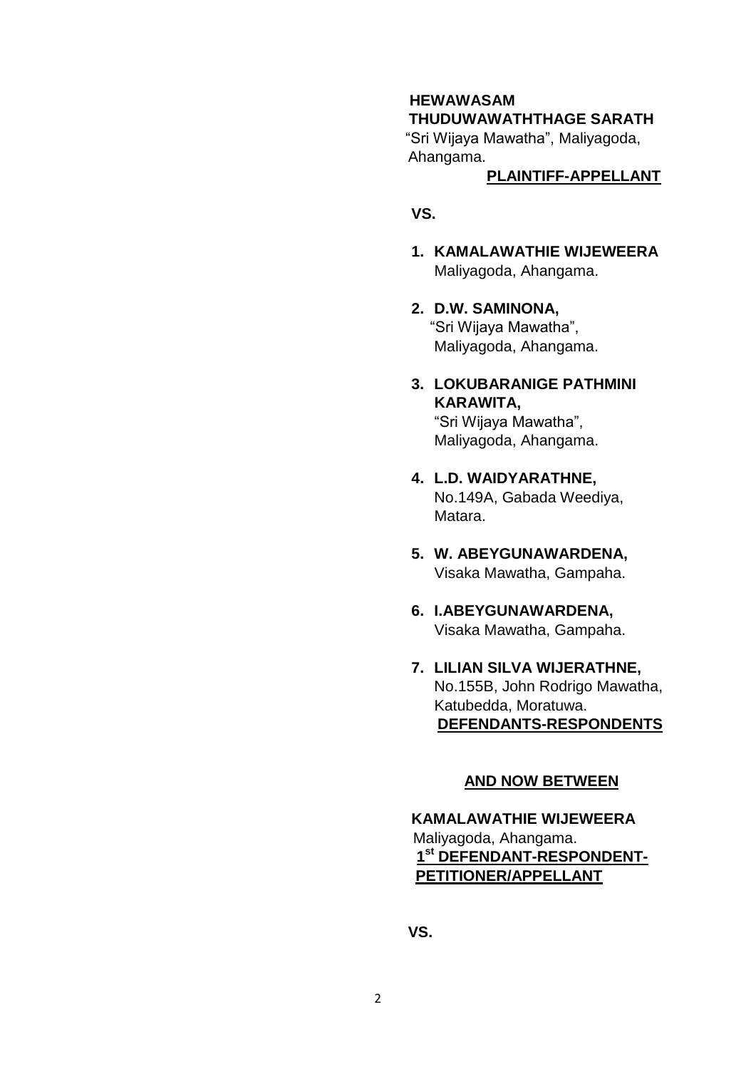**HEWAWASAM THUDUWAWATHTHAGE SARATH**
"Sri Wijaya Mawatha", Maliyagoda,
Ahangama.

**PLAINTIFF-APPELLANT**

**VS.**

1. **KAMALAWATHIE WIJEWEERA**
   Maliyagoda, Ahangama.

2. **D.W. SAMINONA,**
   "Sri Wijaya Mawatha",
   Maliyagoda, Ahangama.

3. **LOKUBARANIGE PATHMINI KARAWITA,**
   "Sri Wijaya Mawatha",
   Maliyagoda, Ahangama.

4. **L.D. WAIDYARATHNE,**
   No.149A, Gabada Weediya,
   Matara.

5. **W. ABEYGUNAWARDENA,**
   Visaka Mawatha, Gampaha.

6. **I.ABEYGUNAWARDENA,**
   Visaka Mawatha, Gampaha.

7. **LILIAN SILVA WIJERATHNE,**
   No.155B, John Rodrigo Mawatha,
   Katubedda, Moratuwa.

**DEFENDANTS-RESPONDENTS**

**AND NOW BETWEEN**

**KAMALAWATHIE WIJEWEERA**
Maliyagoda, Ahangama.

**1st DEFENDANT-RESPONDENT-PETITIONER/APPELLANT**

**VS.**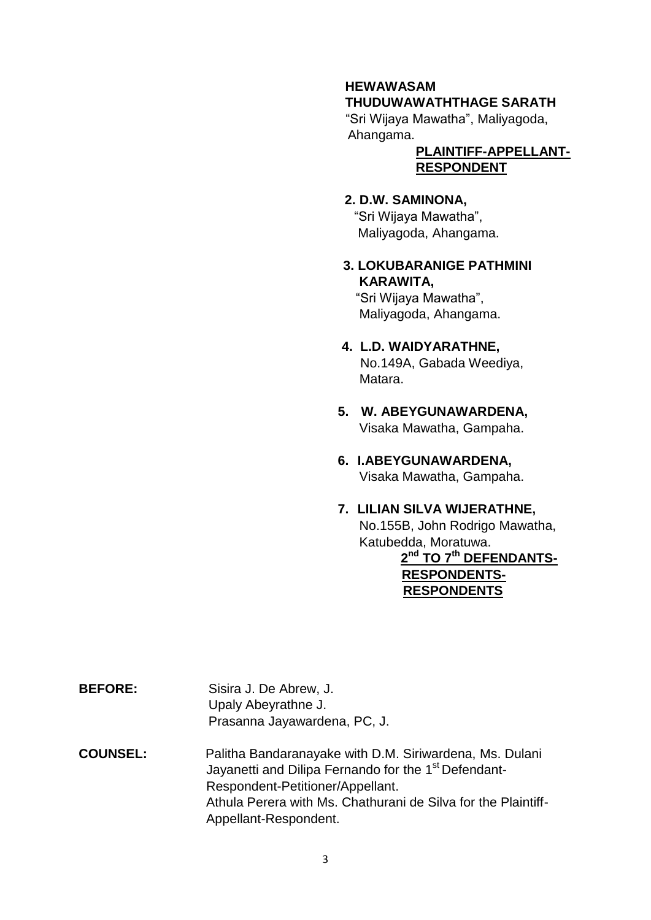**HEWAWASAM THUDUWAWATHTHAGE SARATH**
"Sri Wijaya Mawatha", Maliyagoda,
Ahangama.

**PLAINTIFF-APPELLANT-RESPONDENT**

**2. D.W. SAMINONA,**
"Sri Wijaya Mawatha",
Maliyagoda, Ahangama.

**3. LOKUBARANIGE PATHMINI KARAWITA,**
"Sri Wijaya Mawatha",
Maliyagoda, Ahangama.

**4. L.D. WAIDYARATHNE,**
No.149A, Gabada Weediya,
Matara.

**5. W. ABEYGUNAWARDENA,**
Visaka Mawatha, Gampaha.

**6. I.ABEYGUNAWARDENA,**
Visaka Mawatha, Gampaha.

**7. LILIAN SILVA WIJERATHNE,**
No.155B, John Rodrigo Mawatha,
Katubedda, Moratuwa.

**2nd TO 7th DEFENDANTS-RESPONDENTS-RESPONDENTS**

**BEFORE:** Sisira J. De Abrew, J.
Upaly Abeyrathne J.
Prasanna Jayawardena, PC, J.

**COUNSEL:** Palitha Bandaranayake with D.M. Siriwardena, Ms. Dulani Jayanetti and Dilipa Fernando for the 1st Defendant-Respondent-Petitioner/Appellant.
Athula Perera with Ms. Chathurani de Silva for the Plaintiff-Appellant-Respondent.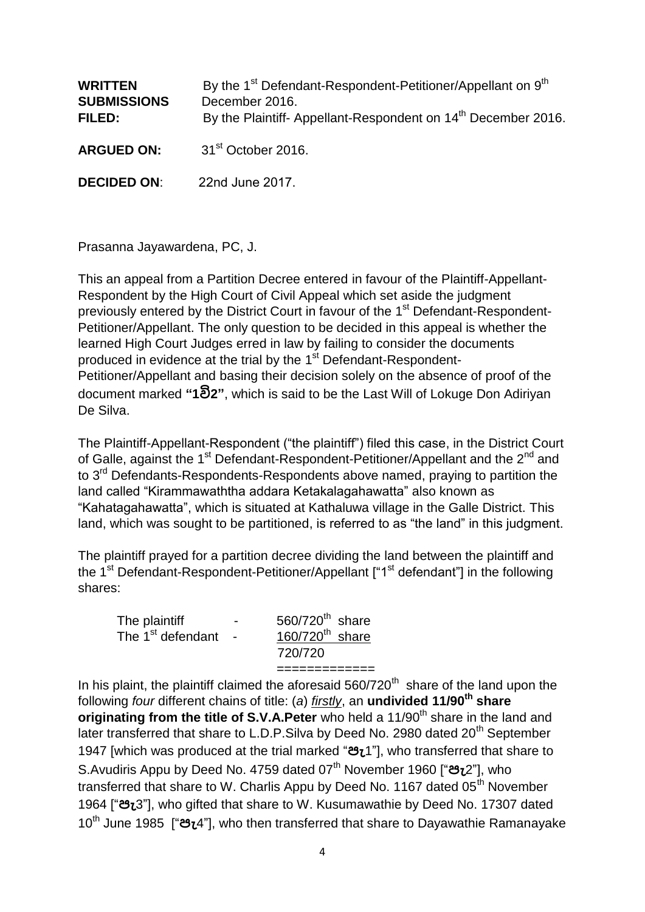**WRITTEN SUBMISSIONS FILED:** By the 1st Defendant-Respondent-Petitioner/Appellant on 9th December 2016.
By the Plaintiff- Appellant-Respondent on 14th December 2016.

**ARGUED ON:** 31st October 2016.

**DECIDED ON**: 22nd June 2017.

Prasanna Jayawardena, PC, J.

This an appeal from a Partition Decree entered in favour of the Plaintiff-Appellant-Respondent by the High Court of Civil Appeal which set aside the judgment previously entered by the District Court in favour of the 1st Defendant-Respondent-Petitioner/Appellant. The only question to be decided in this appeal is whether the learned High Court Judges erred in law by failing to consider the documents produced in evidence at the trial by the 1st Defendant-Respondent-Petitioner/Appellant and basing their decision solely on the absence of proof of the document marked **"1වි2"**, which is said to be the Last Will of Lokuge Don Adiriyan De Silva.

The Plaintiff-Appellant-Respondent ("the plaintiff") filed this case, in the District Court of Galle, against the 1st Defendant-Respondent-Petitioner/Appellant and the 2nd and to 3rd Defendants-Respondents-Respondents above named, praying to partition the land called "Kirammawaththa addara Ketakalagahawatta" also known as "Kahatagahawatta", which is situated at Kathaluwa village in the Galle District. This land, which was sought to be partitioned, is referred to as "the land" in this judgment.

The plaintiff prayed for a partition decree dividing the land between the plaintiff and the 1st Defendant-Respondent-Petitioner/Appellant ["1st defendant"] in the following shares:

| | | |
|---|---|---|
| The plaintiff | - | 560/720th share |
| The 1st defendant | - | 160/720th share |
| | | 720/720 |

In his plaint, the plaintiff claimed the aforesaid 560/720th share of the land upon the following *four* different chains of title: (*a*) *firstly*, an **undivided 11/90th share originating from the title of S.V.A.Peter** who held a 11/90th share in the land and later transferred that share to L.D.P.Silva by Deed No. 2980 dated 20th September 1947 [which was produced at the trial marked "පැ1"], who transferred that share to S.Avudiris Appu by Deed No. 4759 dated 07th November 1960 ["පැ2"], who transferred that share to W. Charlis Appu by Deed No. 1167 dated 05th November 1964 ["පැ3"], who gifted that share to W. Kusumawathie by Deed No. 17307 dated 10th June 1985 ["පැ4"], who then transferred that share to Dayawathie Ramanayake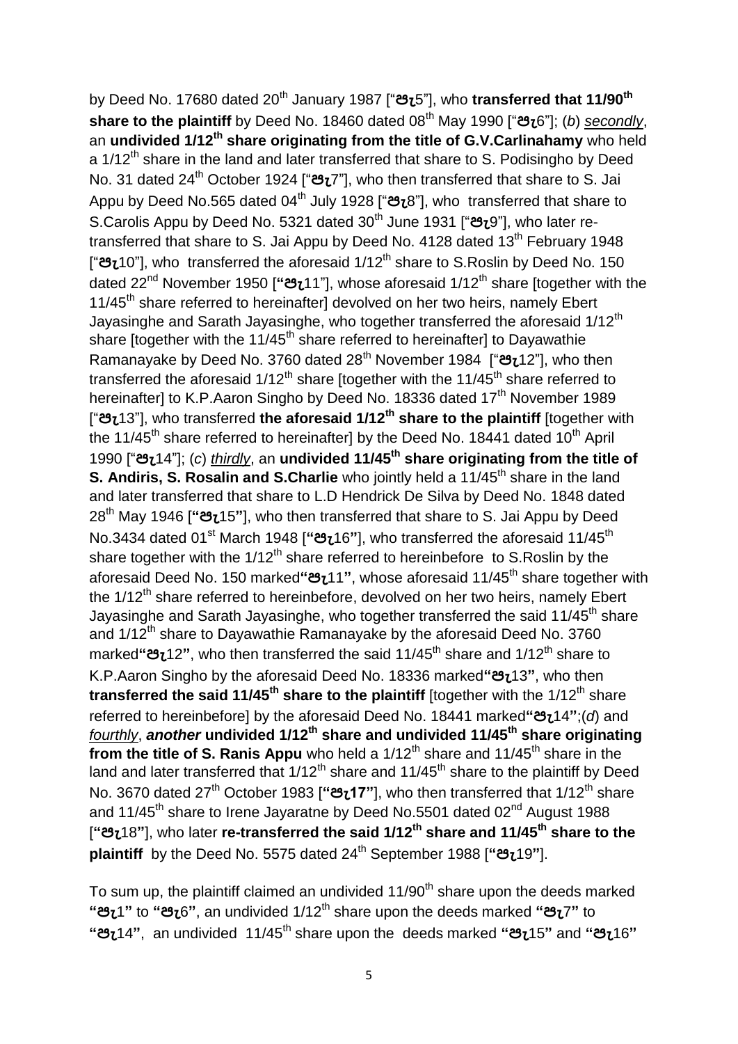by Deed No. 17680 dated 20th January 1987 ["පැ5"], who **transferred that 11/90th share to the plaintiff** by Deed No. 18460 dated 08th May 1990 ["පැ6"]; (*b*) *secondly*, an **undivided 1/12th share originating from the title of G.V.Carlinahamy** who held a 1/12th share in the land and later transferred that share to S. Podisingho by Deed No. 31 dated 24th October 1924 ["පැ7"], who then transferred that share to S. Jai Appu by Deed No.565 dated 04th July 1928 ["පැ8"], who transferred that share to S.Carolis Appu by Deed No. 5321 dated 30th June 1931 ["පැ9"], who later re-transferred that share to S. Jai Appu by Deed No. 4128 dated 13th February 1948 ["පැ10"], who transferred the aforesaid 1/12th share to S.Roslin by Deed No. 150 dated 22nd November 1950 [**"**පැ11"], whose aforesaid 1/12th share [together with the 11/45th share referred to hereinafter] devolved on her two heirs, namely Ebert Jayasinghe and Sarath Jayasinghe, who together transferred the aforesaid 1/12th share [together with the 11/45th share referred to hereinafter] to Dayawathie Ramanayake by Deed No. 3760 dated 28th November 1984 ["පැ12"], who then transferred the aforesaid 1/12th share [together with the 11/45th share referred to hereinafter] to K.P.Aaron Singho by Deed No. 18336 dated 17th November 1989 ["පැ13"], who transferred **the aforesaid 1/12th share to the plaintiff** [together with the 11/45th share referred to hereinafter] by the Deed No. 18441 dated 10th April 1990 ["පැ14"]; (*c*) *thirdly*, an **undivided 11/45th share originating from the title of S. Andiris, S. Rosalin and S.Charlie** who jointly held a 11/45th share in the land and later transferred that share to L.D Hendrick De Silva by Deed No. 1848 dated 28th May 1946 [**"**පැ15**"**], who then transferred that share to S. Jai Appu by Deed No.3434 dated 01st March 1948 [**"**පැ16**"**], who transferred the aforesaid 11/45th share together with the 1/12th share referred to hereinbefore to S.Roslin by the aforesaid Deed No. 150 marked**"**පැ11**"**, whose aforesaid 11/45th share together with the 1/12th share referred to hereinbefore, devolved on her two heirs, namely Ebert Jayasinghe and Sarath Jayasinghe, who together transferred the said 11/45th share and 1/12th share to Dayawathie Ramanayake by the aforesaid Deed No. 3760 marked**"**පැ12**"**, who then transferred the said 11/45th share and 1/12th share to K.P.Aaron Singho by the aforesaid Deed No. 18336 marked**"**පැ13**"**, who then **transferred the said 11/45th share to the plaintiff** [together with the 1/12th share referred to hereinbefore] by the aforesaid Deed No. 18441 marked**"**පැ14**"**;(*d*) and *fourthly*, ***another*** **undivided 1/12th share and undivided 11/45th share originating from the title of S. Ranis Appu** who held a 1/12th share and 11/45th share in the land and later transferred that 1/12th share and 11/45th share to the plaintiff by Deed No. 3670 dated 27th October 1983 [**"පැ17"**], who then transferred that 1/12th share and 11/45th share to Irene Jayaratne by Deed No.5501 dated 02nd August 1988 [**"**පැ18**"**], who later **re-transferred the said 1/12th share and 11/45th share to the plaintiff** by the Deed No. 5575 dated 24th September 1988 [**"**පැ19**"**].

To sum up, the plaintiff claimed an undivided 11/90th share upon the deeds marked **"**පැ1**"** to **"**පැ6**"**, an undivided 1/12th share upon the deeds marked **"**පැ7**"** to **"**පැ14**"**, an undivided 11/45th share upon the deeds marked **"**පැ15**"** and **"**පැ16**"**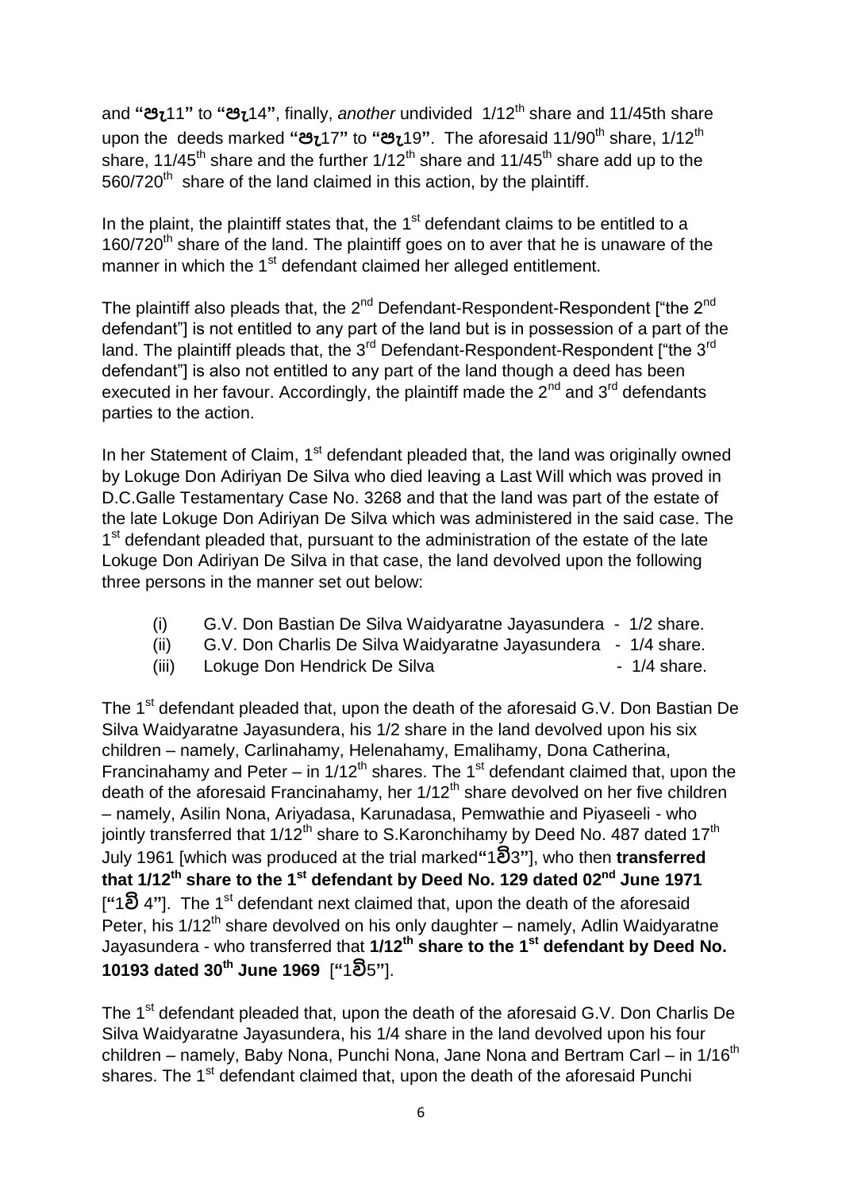and **"පැ11"** to **"පැ14"**, finally, *another* undivided 1/12th share and 11/45th share upon the deeds marked **"පැ17"** to **"පැ19"**. The aforesaid 11/90th share, 1/12th share, 11/45th share and the further 1/12th share and 11/45th share add up to the 560/720th share of the land claimed in this action, by the plaintiff.

In the plaint, the plaintiff states that, the 1st defendant claims to be entitled to a 160/720th share of the land. The plaintiff goes on to aver that he is unaware of the manner in which the 1st defendant claimed her alleged entitlement.

The plaintiff also pleads that, the 2nd Defendant-Respondent-Respondent ["the 2nd defendant"] is not entitled to any part of the land but is in possession of a part of the land. The plaintiff pleads that, the 3rd Defendant-Respondent-Respondent ["the 3rd defendant"] is also not entitled to any part of the land though a deed has been executed in her favour. Accordingly, the plaintiff made the 2nd and 3rd defendants parties to the action.

In her Statement of Claim, 1st defendant pleaded that, the land was originally owned by Lokuge Don Adiriyan De Silva who died leaving a Last Will which was proved in D.C.Galle Testamentary Case No. 3268 and that the land was part of the estate of the late Lokuge Don Adiriyan De Silva which was administered in the said case. The 1st defendant pleaded that, pursuant to the administration of the estate of the late Lokuge Don Adiriyan De Silva in that case, the land devolved upon the following three persons in the manner set out below:

(i) G.V. Don Bastian De Silva Waidyaratne Jayasundera - 1/2 share.
(ii) G.V. Don Charlis De Silva Waidyaratne Jayasundera - 1/4 share.
(iii) Lokuge Don Hendrick De Silva - 1/4 share.

The 1st defendant pleaded that, upon the death of the aforesaid G.V. Don Bastian De Silva Waidyaratne Jayasundera, his 1/2 share in the land devolved upon his six children – namely, Carlinahamy, Helenahamy, Emalihamy, Dona Catherina, Francinahamy and Peter – in 1/12th shares. The 1st defendant claimed that, upon the death of the aforesaid Francinahamy, her 1/12th share devolved on her five children – namely, Asilin Nona, Ariyadasa, Karunadasa, Pemwathie and Piyaseeli - who jointly transferred that 1/12th share to S.Karonchihamy by Deed No. 487 dated 17th July 1961 [which was produced at the trial marked**"**1වි3**"**], who then **transferred that 1/12th share to the 1st defendant by Deed No. 129 dated 02nd June 1971** [**"**1වි 4**"**]. The 1st defendant next claimed that, upon the death of the aforesaid Peter, his 1/12th share devolved on his only daughter – namely, Adlin Waidyaratne Jayasundera - who transferred that **1/12th share to the 1st defendant by Deed No. 10193 dated 30th June 1969** [**"**1වි5**"**].

The 1st defendant pleaded that, upon the death of the aforesaid G.V. Don Charlis De Silva Waidyaratne Jayasundera, his 1/4 share in the land devolved upon his four children – namely, Baby Nona, Punchi Nona, Jane Nona and Bertram Carl – in 1/16th shares. The 1st defendant claimed that, upon the death of the aforesaid Punchi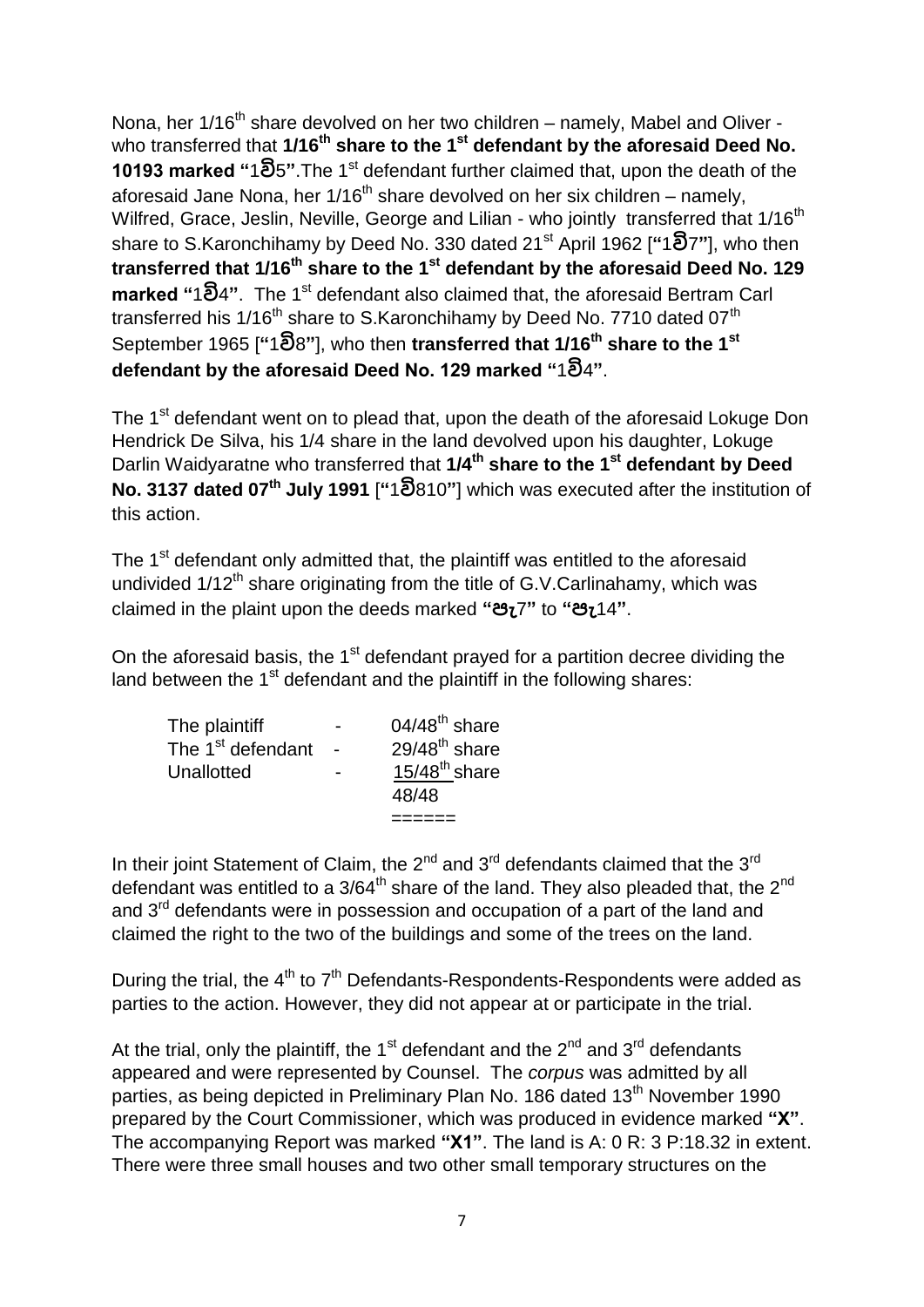Nona, her 1/16th share devolved on her two children – namely, Mabel and Oliver - who transferred that **1/16th share to the 1st defendant by the aforesaid Deed No. 10193 marked "**1වි5**"**.The 1st defendant further claimed that, upon the death of the aforesaid Jane Nona, her 1/16th share devolved on her six children – namely, Wilfred, Grace, Jeslin, Neville, George and Lilian - who jointly transferred that 1/16th share to S.Karonchihamy by Deed No. 330 dated 21st April 1962 [**"**1වි7**"**], who then **transferred that 1/16th share to the 1st defendant by the aforesaid Deed No. 129 marked "**1වි4**"**. The 1st defendant also claimed that, the aforesaid Bertram Carl transferred his 1/16th share to S.Karonchihamy by Deed No. 7710 dated 07th September 1965 [**"**1වි8**"**], who then **transferred that 1/16th share to the 1st defendant by the aforesaid Deed No. 129 marked "**1වි4**"**.

The 1st defendant went on to plead that, upon the death of the aforesaid Lokuge Don Hendrick De Silva, his 1/4 share in the land devolved upon his daughter, Lokuge Darlin Waidyaratne who transferred that **1/4th share to the 1st defendant by Deed No. 3137 dated 07th July 1991** [**"**1වි810**"**] which was executed after the institution of this action.

The 1st defendant only admitted that, the plaintiff was entitled to the aforesaid undivided 1/12th share originating from the title of G.V.Carlinahamy, which was claimed in the plaint upon the deeds marked **"පැ7"** to **"පැ14"**.

On the aforesaid basis, the 1st defendant prayed for a partition decree dividing the land between the 1st defendant and the plaintiff in the following shares:

| | | |
|---|---|---|
| The plaintiff | - | 04/48th share |
| The 1st defendant | - | 29/48th share |
| Unallotted | - | 15/48th share |
| | | 48/48 |

In their joint Statement of Claim, the 2nd and 3rd defendants claimed that the 3rd defendant was entitled to a 3/64th share of the land. They also pleaded that, the 2nd and 3rd defendants were in possession and occupation of a part of the land and claimed the right to the two of the buildings and some of the trees on the land.

During the trial, the 4th to 7th Defendants-Respondents-Respondents were added as parties to the action. However, they did not appear at or participate in the trial.

At the trial, only the plaintiff, the 1st defendant and the 2nd and 3rd defendants appeared and were represented by Counsel. The *corpus* was admitted by all parties, as being depicted in Preliminary Plan No. 186 dated 13th November 1990 prepared by the Court Commissioner, which was produced in evidence marked **"X"**. The accompanying Report was marked **"X1"**. The land is A: 0 R: 3 P:18.32 in extent. There were three small houses and two other small temporary structures on the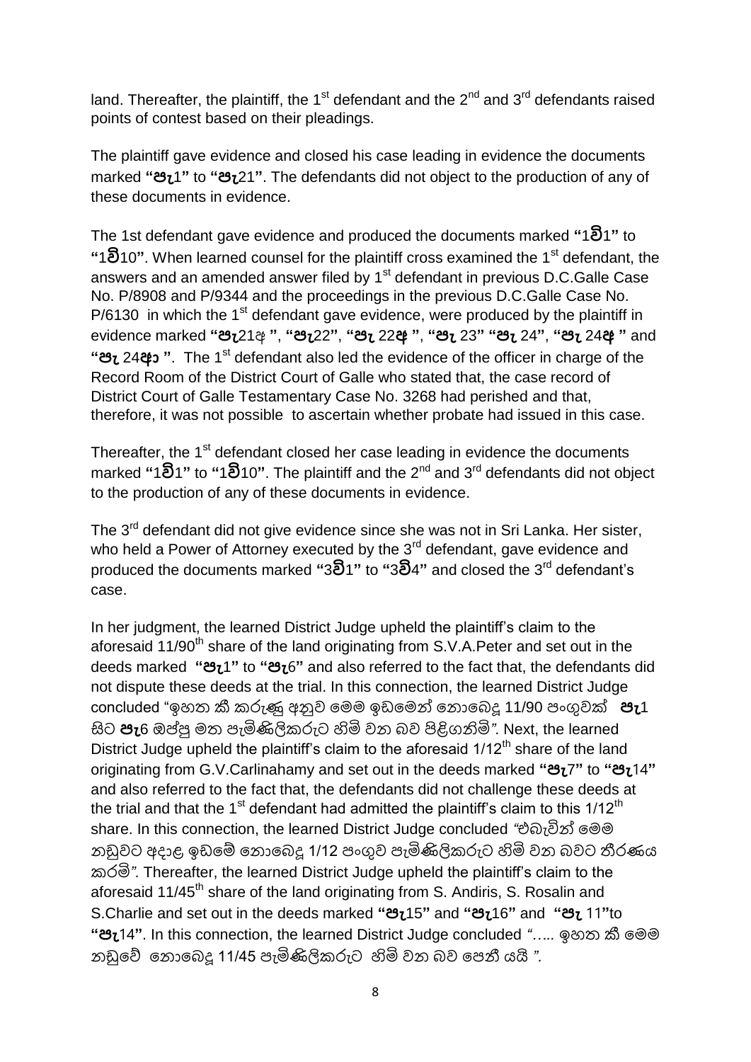land. Thereafter, the plaintiff, the 1st defendant and the 2nd and 3rd defendants raised points of contest based on their pleadings.

The plaintiff gave evidence and closed his case leading in evidence the documents marked **"පැ1"** to **"පැ21"**. The defendants did not object to the production of any of these documents in evidence.

The 1st defendant gave evidence and produced the documents marked **"1වි1"** to **"1වි10"**. When learned counsel for the plaintiff cross examined the 1st defendant, the answers and an amended answer filed by 1st defendant in previous D.C.Galle Case No. P/8908 and P/9344 and the proceedings in the previous D.C.Galle Case No. P/6130 in which the 1st defendant gave evidence, were produced by the plaintiff in evidence marked **"පැ21අ "**, **"පැ22"**, **"පැ 22අ "**, **"පැ 23" "පැ 24"**, **"පැ 24අ "** and **"පැ 24ආ "**. The 1st defendant also led the evidence of the officer in charge of the Record Room of the District Court of Galle who stated that, the case record of District Court of Galle Testamentary Case No. 3268 had perished and that, therefore, it was not possible to ascertain whether probate had issued in this case.

Thereafter, the 1st defendant closed her case leading in evidence the documents marked **"1වි1"** to **"1වි10"**. The plaintiff and the 2nd and 3rd defendants did not object to the production of any of these documents in evidence.

The 3rd defendant did not give evidence since she was not in Sri Lanka. Her sister, who held a Power of Attorney executed by the 3rd defendant, gave evidence and produced the documents marked **"3වි1"** to **"3වි4"** and closed the 3rd defendant's case.

In her judgment, the learned District Judge upheld the plaintiff's claim to the aforesaid 11/90th share of the land originating from S.V.A.Peter and set out in the deeds marked **"පැ1"** to **"පැ6"** and also referred to the fact that, the defendants did not dispute these deeds at the trial. In this connection, the learned District Judge concluded "ඉහත කී කරුණු අනුව මෙම ඉඩමෙන් නොබෙදූ 11/90 පංගුවක් **පැ1** සිට **පැ6** ඔප්පු මත පැමිණිලිකරුට හිමි වන බව පිළිගනිමි*"*. Next, the learned District Judge upheld the plaintiff's claim to the aforesaid 1/12th share of the land originating from G.V.Carlinahamy and set out in the deeds marked **"පැ7"** to **"පැ14"** and also referred to the fact that, the defendants did not challenge these deeds at the trial and that the 1st defendant had admitted the plaintiff's claim to this 1/12th share. In this connection, the learned District Judge concluded *"එබැවින් මෙම නඩුවට අදාළ ඉඩමේ නොබෙදූ 1/12 පංගුව පැමිණිලිකරුට හිමි වන බවට තීරණය කරමි"*. Thereafter, the learned District Judge upheld the plaintiff's claim to the aforesaid 11/45th share of the land originating from S. Andiris, S. Rosalin and S.Charlie and set out in the deeds marked **"පැ15"** and **"පැ16"** and **"පැ 11"**to **"පැ14"**. In this connection, the learned District Judge concluded *"….. ඉහත කී මෙම නඩුවේ නොබෙදූ 11/45 පැමිණිලිකරුට හිමි වන බව පෙනී යයි "*.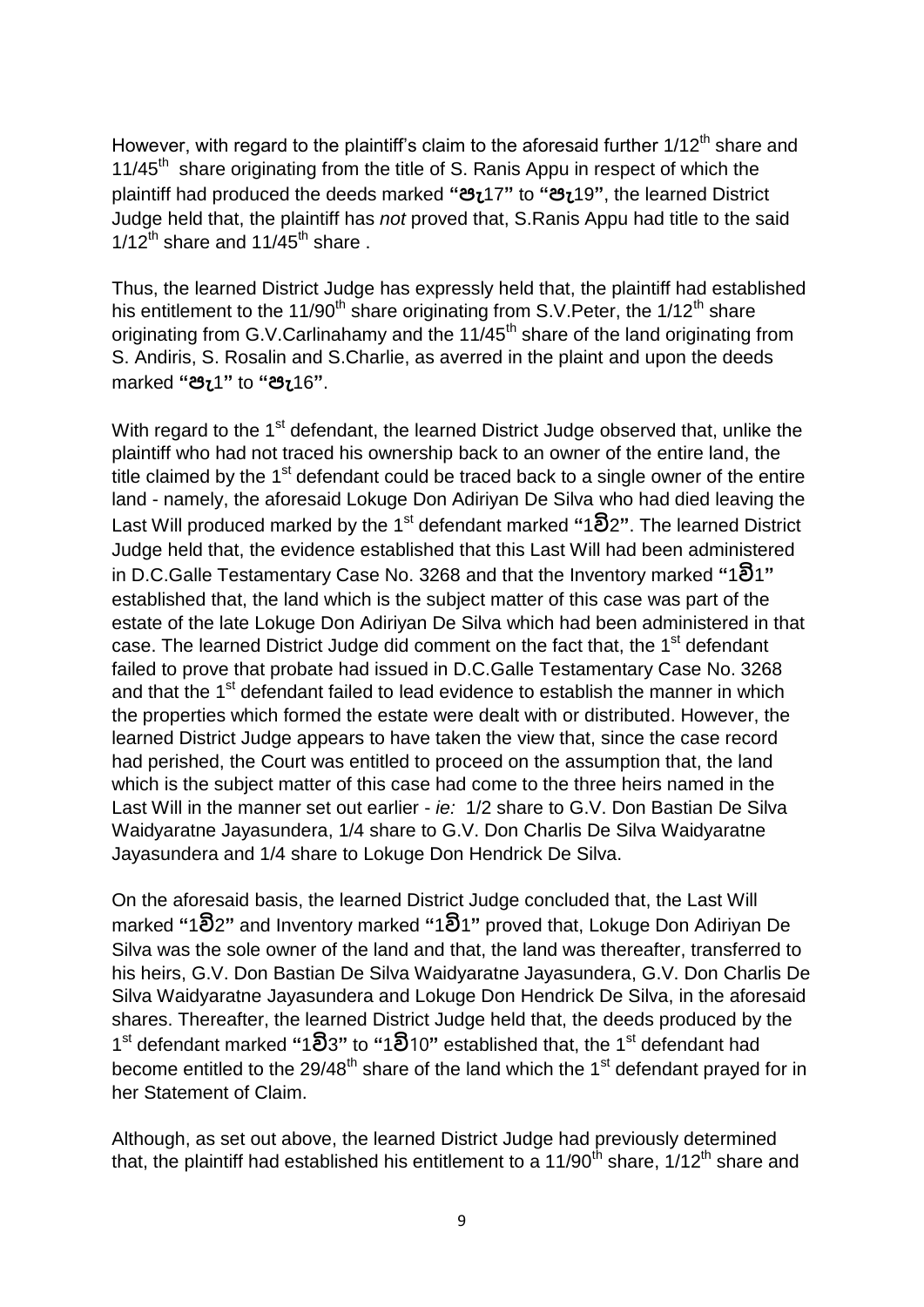However, with regard to the plaintiff's claim to the aforesaid further $1/12^{th}$ share and $11/45^{th}$ share originating from the title of S. Ranis Appu in respect of which the plaintiff had produced the deeds marked **"පැ17"** to **"පැ19"**, the learned District Judge held that, the plaintiff has *not* proved that, S.Ranis Appu had title to the said $1/12^{th}$ share and $11/45^{th}$ share .

Thus, the learned District Judge has expressly held that, the plaintiff had established his entitlement to the $11/90^{th}$ share originating from S.V.Peter, the $1/12^{th}$ share originating from G.V.Carlinahamy and the $11/45^{th}$ share of the land originating from S. Andiris, S. Rosalin and S.Charlie, as averred in the plaint and upon the deeds marked **"පැ1"** to **"පැ16"**.

With regard to the 1st defendant, the learned District Judge observed that, unlike the plaintiff who had not traced his ownership back to an owner of the entire land, the title claimed by the 1st defendant could be traced back to a single owner of the entire land - namely, the aforesaid Lokuge Don Adiriyan De Silva who had died leaving the Last Will produced marked by the 1st defendant marked **"1වි2"**. The learned District Judge held that, the evidence established that this Last Will had been administered in D.C.Galle Testamentary Case No. 3268 and that the Inventory marked **"1වි1"** established that, the land which is the subject matter of this case was part of the estate of the late Lokuge Don Adiriyan De Silva which had been administered in that case. The learned District Judge did comment on the fact that, the 1st defendant failed to prove that probate had issued in D.C.Galle Testamentary Case No. 3268 and that the 1st defendant failed to lead evidence to establish the manner in which the properties which formed the estate were dealt with or distributed. However, the learned District Judge appears to have taken the view that, since the case record had perished, the Court was entitled to proceed on the assumption that, the land which is the subject matter of this case had come to the three heirs named in the Last Will in the manner set out earlier - *ie:* 1/2 share to G.V. Don Bastian De Silva Waidyaratne Jayasundera, 1/4 share to G.V. Don Charlis De Silva Waidyaratne Jayasundera and 1/4 share to Lokuge Don Hendrick De Silva.

On the aforesaid basis, the learned District Judge concluded that, the Last Will marked **"1වි2"** and Inventory marked **"1වි1"** proved that, Lokuge Don Adiriyan De Silva was the sole owner of the land and that, the land was thereafter, transferred to his heirs, G.V. Don Bastian De Silva Waidyaratne Jayasundera, G.V. Don Charlis De Silva Waidyaratne Jayasundera and Lokuge Don Hendrick De Silva, in the aforesaid shares. Thereafter, the learned District Judge held that, the deeds produced by the 1st defendant marked **"1වි3"** to **"1වි10"** established that, the 1st defendant had become entitled to the $29/48^{th}$ share of the land which the 1st defendant prayed for in her Statement of Claim.

Although, as set out above, the learned District Judge had previously determined that, the plaintiff had established his entitlement to a $11/90^{th}$ share, $1/12^{th}$ share and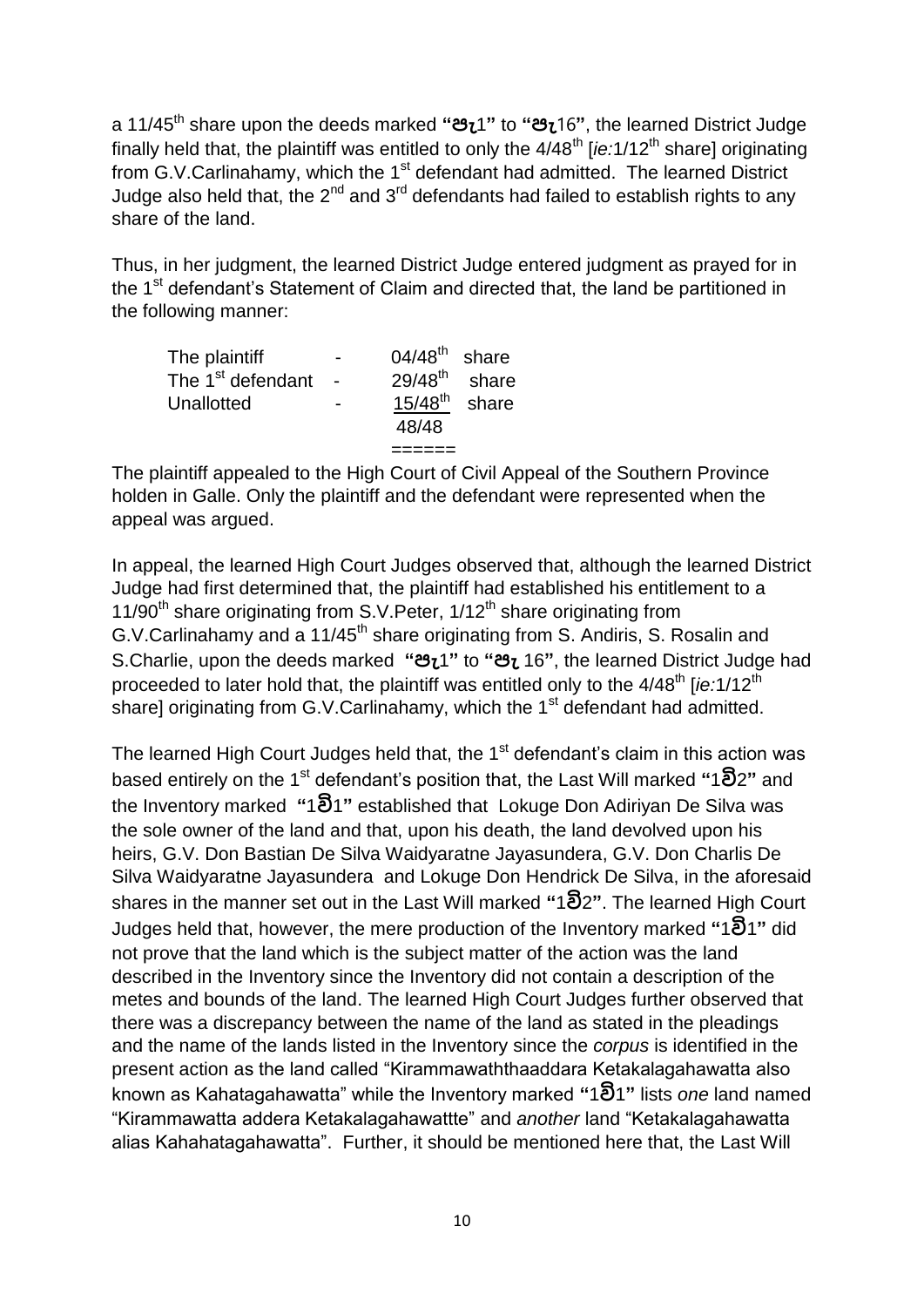a 11/45th share upon the deeds marked **"පැ1"** to **"පැ16"**, the learned District Judge finally held that, the plaintiff was entitled to only the 4/48th [*ie:*1/12th share] originating from G.V.Carlinahamy, which the 1st defendant had admitted. The learned District Judge also held that, the 2nd and 3rd defendants had failed to establish rights to any share of the land.

Thus, in her judgment, the learned District Judge entered judgment as prayed for in the 1st defendant's Statement of Claim and directed that, the land be partitioned in the following manner:

| | | |
|---|---|---|
| The plaintiff | - | 04/48th share |
| The 1st defendant | - | 29/48th share |
| Unallotted | - | 15/48th share |
| | | 48/48 |

The plaintiff appealed to the High Court of Civil Appeal of the Southern Province holden in Galle. Only the plaintiff and the defendant were represented when the appeal was argued.

In appeal, the learned High Court Judges observed that, although the learned District Judge had first determined that, the plaintiff had established his entitlement to a 11/90th share originating from S.V.Peter, 1/12th share originating from G.V.Carlinahamy and a 11/45th share originating from S. Andiris, S. Rosalin and S.Charlie, upon the deeds marked **"පැ1"** to **"පැ 16"**, the learned District Judge had proceeded to later hold that, the plaintiff was entitled only to the 4/48th [*ie:*1/12th share] originating from G.V.Carlinahamy, which the 1st defendant had admitted.

The learned High Court Judges held that, the 1st defendant's claim in this action was based entirely on the 1st defendant's position that, the Last Will marked **"1වි2"** and the Inventory marked **"1වි1"** established that Lokuge Don Adiriyan De Silva was the sole owner of the land and that, upon his death, the land devolved upon his heirs, G.V. Don Bastian De Silva Waidyaratne Jayasundera, G.V. Don Charlis De Silva Waidyaratne Jayasundera and Lokuge Don Hendrick De Silva, in the aforesaid shares in the manner set out in the Last Will marked **"1වි2"**. The learned High Court Judges held that, however, the mere production of the Inventory marked **"1වි1"** did not prove that the land which is the subject matter of the action was the land described in the Inventory since the Inventory did not contain a description of the metes and bounds of the land. The learned High Court Judges further observed that there was a discrepancy between the name of the land as stated in the pleadings and the name of the lands listed in the Inventory since the *corpus* is identified in the present action as the land called "Kirammawaththaaddara Ketakalagahawatta also known as Kahatagahawatta" while the Inventory marked **"1වි1"** lists *one* land named "Kirammawatta addera Ketakalagahawattte" and *another* land "Ketakalagahawatta alias Kahahatagahawatta". Further, it should be mentioned here that, the Last Will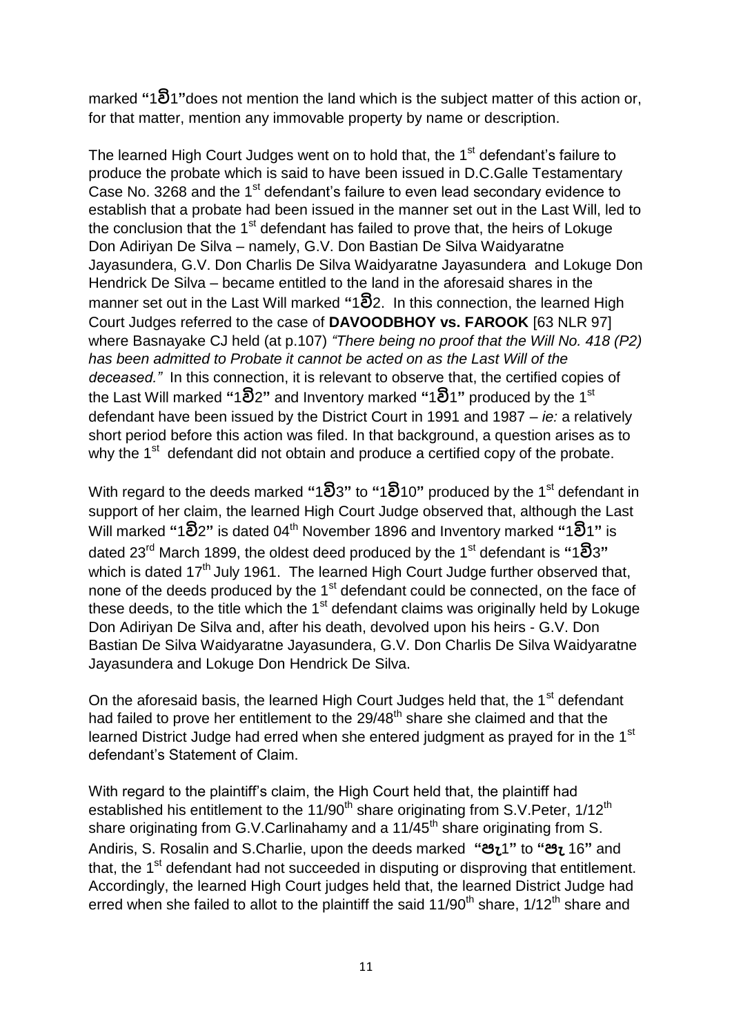marked **"**1වි1**"**does not mention the land which is the subject matter of this action or, for that matter, mention any immovable property by name or description.

The learned High Court Judges went on to hold that, the 1st defendant's failure to produce the probate which is said to have been issued in D.C.Galle Testamentary Case No. 3268 and the 1st defendant's failure to even lead secondary evidence to establish that a probate had been issued in the manner set out in the Last Will, led to the conclusion that the 1st defendant has failed to prove that, the heirs of Lokuge Don Adiriyan De Silva – namely, G.V. Don Bastian De Silva Waidyaratne Jayasundera, G.V. Don Charlis De Silva Waidyaratne Jayasundera and Lokuge Don Hendrick De Silva – became entitled to the land in the aforesaid shares in the manner set out in the Last Will marked **"**1වි2. In this connection, the learned High Court Judges referred to the case of **DAVOODBHOY vs. FAROOK** [63 NLR 97] where Basnayake CJ held (at p.107) *"There being no proof that the Will No. 418 (P2) has been admitted to Probate it cannot be acted on as the Last Will of the deceased."* In this connection, it is relevant to observe that, the certified copies of the Last Will marked **"**1වි2**"** and Inventory marked **"**1වි1**"** produced by the 1st defendant have been issued by the District Court in 1991 and 1987 – *ie:* a relatively short period before this action was filed. In that background, a question arises as to why the 1st defendant did not obtain and produce a certified copy of the probate.

With regard to the deeds marked **"**1වි3**"** to **"**1වි10**"** produced by the 1st defendant in support of her claim, the learned High Court Judge observed that, although the Last Will marked **"**1වි2**"** is dated 04th November 1896 and Inventory marked **"**1වි1**"** is dated 23rd March 1899, the oldest deed produced by the 1st defendant is **"**1වි3**"** which is dated 17th July 1961. The learned High Court Judge further observed that, none of the deeds produced by the 1st defendant could be connected, on the face of these deeds, to the title which the 1st defendant claims was originally held by Lokuge Don Adiriyan De Silva and, after his death, devolved upon his heirs - G.V. Don Bastian De Silva Waidyaratne Jayasundera, G.V. Don Charlis De Silva Waidyaratne Jayasundera and Lokuge Don Hendrick De Silva.

On the aforesaid basis, the learned High Court Judges held that, the 1st defendant had failed to prove her entitlement to the 29/48th share she claimed and that the learned District Judge had erred when she entered judgment as prayed for in the 1st defendant's Statement of Claim.

With regard to the plaintiff's claim, the High Court held that, the plaintiff had established his entitlement to the 11/90th share originating from S.V.Peter, 1/12th share originating from G.V.Carlinahamy and a 11/45th share originating from S. Andiris, S. Rosalin and S.Charlie, upon the deeds marked **"පැ1"** to **"පැ 16"** and that, the 1st defendant had not succeeded in disputing or disproving that entitlement. Accordingly, the learned High Court judges held that, the learned District Judge had erred when she failed to allot to the plaintiff the said 11/90th share, 1/12th share and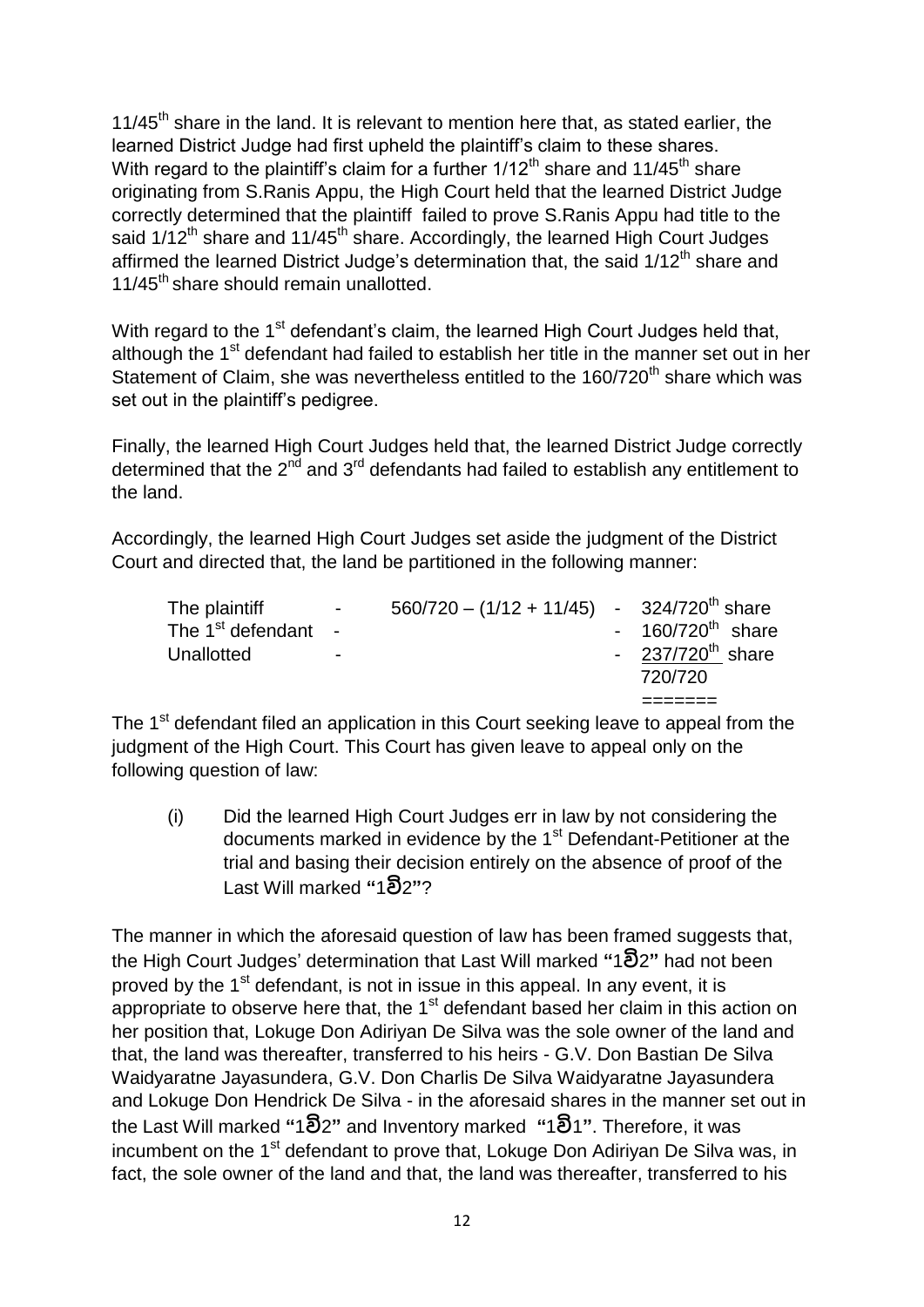11/45th share in the land. It is relevant to mention here that, as stated earlier, the learned District Judge had first upheld the plaintiff's claim to these shares. With regard to the plaintiff's claim for a further 1/12th share and 11/45th share originating from S.Ranis Appu, the High Court held that the learned District Judge correctly determined that the plaintiff failed to prove S.Ranis Appu had title to the said 1/12th share and 11/45th share. Accordingly, the learned High Court Judges affirmed the learned District Judge's determination that, the said 1/12th share and 11/45th share should remain unallotted.

With regard to the 1st defendant's claim, the learned High Court Judges held that, although the 1st defendant had failed to establish her title in the manner set out in her Statement of Claim, she was nevertheless entitled to the 160/720th share which was set out in the plaintiff's pedigree.

Finally, the learned High Court Judges held that, the learned District Judge correctly determined that the 2nd and 3rd defendants had failed to establish any entitlement to the land.

Accordingly, the learned High Court Judges set aside the judgment of the District Court and directed that, the land be partitioned in the following manner:

| | | | | |
|---|---|---|---|---|
| The plaintiff | - | 560/720 – (1/12 + 11/45) | - | 324/720th share |
| The 1st defendant | - | | - | 160/720th share |
| Unallotted | - | | - | 237/720th share |
| | | | | 720/720 |
| | | | | ======= |

The 1st defendant filed an application in this Court seeking leave to appeal from the judgment of the High Court. This Court has given leave to appeal only on the following question of law:

(i) Did the learned High Court Judges err in law by not considering the documents marked in evidence by the 1st Defendant-Petitioner at the trial and basing their decision entirely on the absence of proof of the Last Will marked "1වි2"?

The manner in which the aforesaid question of law has been framed suggests that, the High Court Judges' determination that Last Will marked "1වි2" had not been proved by the 1st defendant, is not in issue in this appeal. In any event, it is appropriate to observe here that, the 1st defendant based her claim in this action on her position that, Lokuge Don Adiriyan De Silva was the sole owner of the land and that, the land was thereafter, transferred to his heirs - G.V. Don Bastian De Silva Waidyaratne Jayasundera, G.V. Don Charlis De Silva Waidyaratne Jayasundera and Lokuge Don Hendrick De Silva - in the aforesaid shares in the manner set out in the Last Will marked "1වි2" and Inventory marked "1වි1". Therefore, it was incumbent on the 1st defendant to prove that, Lokuge Don Adiriyan De Silva was, in fact, the sole owner of the land and that, the land was thereafter, transferred to his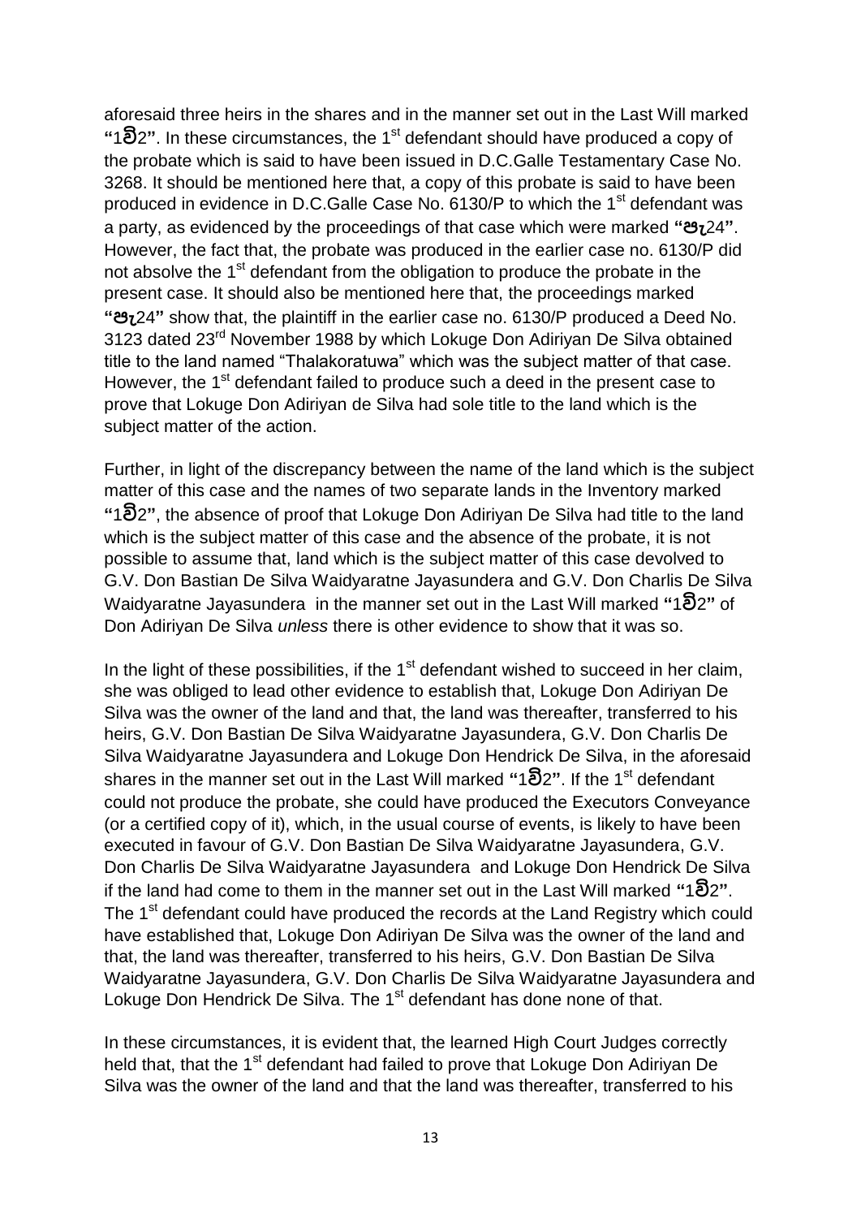aforesaid three heirs in the shares and in the manner set out in the Last Will marked **"**1වි2**"**. In these circumstances, the 1st defendant should have produced a copy of the probate which is said to have been issued in D.C.Galle Testamentary Case No. 3268. It should be mentioned here that, a copy of this probate is said to have been produced in evidence in D.C.Galle Case No. 6130/P to which the 1st defendant was a party, as evidenced by the proceedings of that case which were marked **"පැ24"**. However, the fact that, the probate was produced in the earlier case no. 6130/P did not absolve the 1st defendant from the obligation to produce the probate in the present case. It should also be mentioned here that, the proceedings marked **"පැ24"** show that, the plaintiff in the earlier case no. 6130/P produced a Deed No. 3123 dated 23rd November 1988 by which Lokuge Don Adiriyan De Silva obtained title to the land named "Thalakoratuwa" which was the subject matter of that case. However, the 1st defendant failed to produce such a deed in the present case to prove that Lokuge Don Adiriyan de Silva had sole title to the land which is the subject matter of the action.

Further, in light of the discrepancy between the name of the land which is the subject matter of this case and the names of two separate lands in the Inventory marked **"**1වි2**"**, the absence of proof that Lokuge Don Adiriyan De Silva had title to the land which is the subject matter of this case and the absence of the probate, it is not possible to assume that, land which is the subject matter of this case devolved to G.V. Don Bastian De Silva Waidyaratne Jayasundera and G.V. Don Charlis De Silva Waidyaratne Jayasundera in the manner set out in the Last Will marked **"**1වි2**"** of Don Adiriyan De Silva *unless* there is other evidence to show that it was so.

In the light of these possibilities, if the 1st defendant wished to succeed in her claim, she was obliged to lead other evidence to establish that, Lokuge Don Adiriyan De Silva was the owner of the land and that, the land was thereafter, transferred to his heirs, G.V. Don Bastian De Silva Waidyaratne Jayasundera, G.V. Don Charlis De Silva Waidyaratne Jayasundera and Lokuge Don Hendrick De Silva, in the aforesaid shares in the manner set out in the Last Will marked **"**1වි2**"**. If the 1st defendant could not produce the probate, she could have produced the Executors Conveyance (or a certified copy of it), which, in the usual course of events, is likely to have been executed in favour of G.V. Don Bastian De Silva Waidyaratne Jayasundera, G.V. Don Charlis De Silva Waidyaratne Jayasundera and Lokuge Don Hendrick De Silva if the land had come to them in the manner set out in the Last Will marked **"**1වි2**"**. The 1st defendant could have produced the records at the Land Registry which could have established that, Lokuge Don Adiriyan De Silva was the owner of the land and that, the land was thereafter, transferred to his heirs, G.V. Don Bastian De Silva Waidyaratne Jayasundera, G.V. Don Charlis De Silva Waidyaratne Jayasundera and Lokuge Don Hendrick De Silva. The 1st defendant has done none of that.

In these circumstances, it is evident that, the learned High Court Judges correctly held that, that the 1st defendant had failed to prove that Lokuge Don Adiriyan De Silva was the owner of the land and that the land was thereafter, transferred to his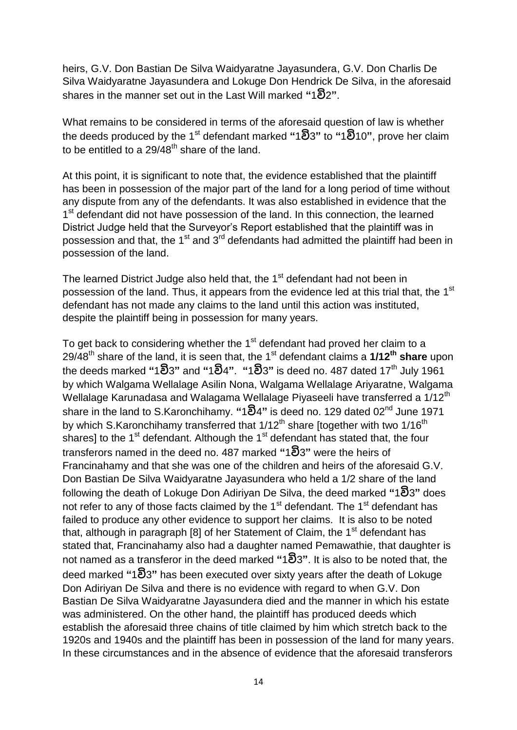heirs, G.V. Don Bastian De Silva Waidyaratne Jayasundera, G.V. Don Charlis De Silva Waidyaratne Jayasundera and Lokuge Don Hendrick De Silva, in the aforesaid shares in the manner set out in the Last Will marked **"**1වි2**"**.

What remains to be considered in terms of the aforesaid question of law is whether the deeds produced by the 1st defendant marked **"**1වි3**"** to **"**1වි10**"**, prove her claim to be entitled to a 29/48th share of the land.

At this point, it is significant to note that, the evidence established that the plaintiff has been in possession of the major part of the land for a long period of time without any dispute from any of the defendants. It was also established in evidence that the 1st defendant did not have possession of the land. In this connection, the learned District Judge held that the Surveyor's Report established that the plaintiff was in possession and that, the 1st and 3rd defendants had admitted the plaintiff had been in possession of the land.

The learned District Judge also held that, the 1st defendant had not been in possession of the land. Thus, it appears from the evidence led at this trial that, the 1st defendant has not made any claims to the land until this action was instituted, despite the plaintiff being in possession for many years.

To get back to considering whether the 1st defendant had proved her claim to a 29/48th share of the land, it is seen that, the 1st defendant claims a **1/12th share** upon the deeds marked **"**1වි3**"** and **"**1වි4**"**. **"**1වි3**"** is deed no. 487 dated 17th July 1961 by which Walgama Wellalage Asilin Nona, Walgama Wellalage Ariyaratne, Walgama Wellalage Karunadasa and Walagama Wellalage Piyaseeli have transferred a 1/12th share in the land to S.Karonchihamy. **"**1වි4**"** is deed no. 129 dated 02nd June 1971 by which S.Karonchihamy transferred that 1/12th share [together with two 1/16th shares] to the 1st defendant. Although the 1st defendant has stated that, the four transferors named in the deed no. 487 marked **"**1වි3**"** were the heirs of Francinahamy and that she was one of the children and heirs of the aforesaid G.V. Don Bastian De Silva Waidyaratne Jayasundera who held a 1/2 share of the land following the death of Lokuge Don Adiriyan De Silva, the deed marked **"**1වි3**"** does not refer to any of those facts claimed by the 1st defendant. The 1st defendant has failed to produce any other evidence to support her claims. It is also to be noted that, although in paragraph [8] of her Statement of Claim, the 1st defendant has stated that, Francinahamy also had a daughter named Pemawathie, that daughter is not named as a transferor in the deed marked **"**1වි3**"**. It is also to be noted that, the deed marked **"**1වි3**"** has been executed over sixty years after the death of Lokuge Don Adiriyan De Silva and there is no evidence with regard to when G.V. Don Bastian De Silva Waidyaratne Jayasundera died and the manner in which his estate was administered. On the other hand, the plaintiff has produced deeds which establish the aforesaid three chains of title claimed by him which stretch back to the 1920s and 1940s and the plaintiff has been in possession of the land for many years. In these circumstances and in the absence of evidence that the aforesaid transferors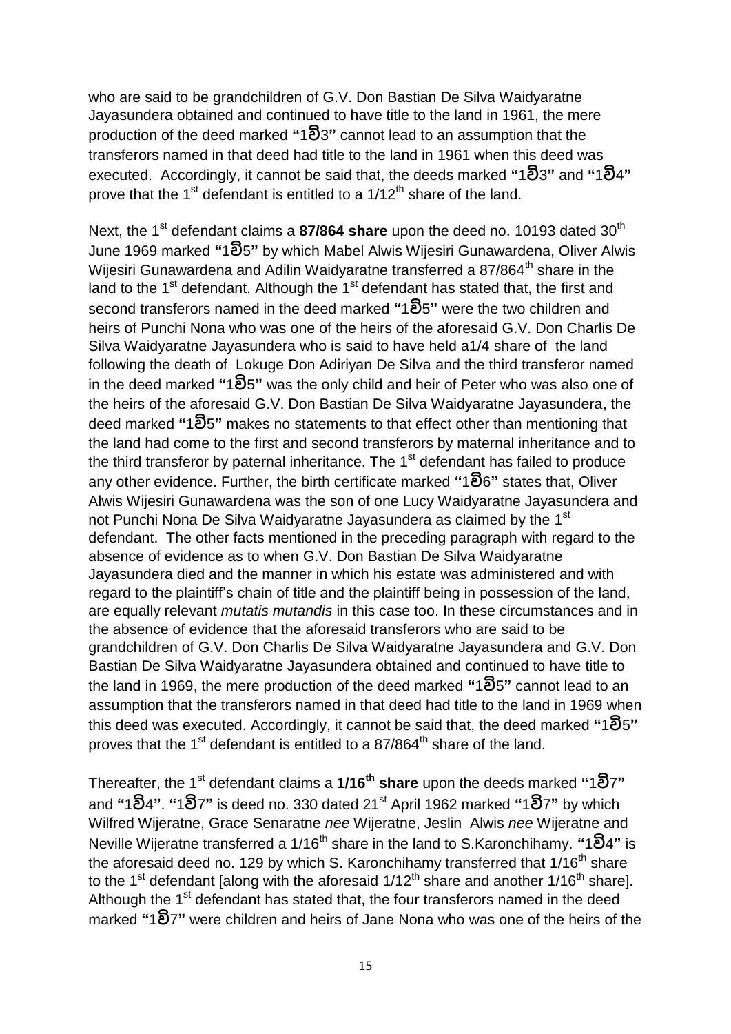who are said to be grandchildren of G.V. Don Bastian De Silva Waidyaratne Jayasundera obtained and continued to have title to the land in 1961, the mere production of the deed marked **"**1වි3**"** cannot lead to an assumption that the transferors named in that deed had title to the land in 1961 when this deed was executed. Accordingly, it cannot be said that, the deeds marked **"**1වි3**"** and **"**1වි4**"** prove that the 1st defendant is entitled to a 1/12th share of the land.

Next, the 1st defendant claims a **87/864 share** upon the deed no. 10193 dated 30th June 1969 marked **"**1වි5**"** by which Mabel Alwis Wijesiri Gunawardena, Oliver Alwis Wijesiri Gunawardena and Adilin Waidyaratne transferred a 87/864th share in the land to the 1st defendant. Although the 1st defendant has stated that, the first and second transferors named in the deed marked **"**1වි5**"** were the two children and heirs of Punchi Nona who was one of the heirs of the aforesaid G.V. Don Charlis De Silva Waidyaratne Jayasundera who is said to have held a1/4 share of the land following the death of Lokuge Don Adiriyan De Silva and the third transferor named in the deed marked **"**1වි5**"** was the only child and heir of Peter who was also one of the heirs of the aforesaid G.V. Don Bastian De Silva Waidyaratne Jayasundera, the deed marked **"**1වි5**"** makes no statements to that effect other than mentioning that the land had come to the first and second transferors by maternal inheritance and to the third transferor by paternal inheritance. The 1st defendant has failed to produce any other evidence. Further, the birth certificate marked **"**1වි6**"** states that, Oliver Alwis Wijesiri Gunawardena was the son of one Lucy Waidyaratne Jayasundera and not Punchi Nona De Silva Waidyaratne Jayasundera as claimed by the 1st defendant. The other facts mentioned in the preceding paragraph with regard to the absence of evidence as to when G.V. Don Bastian De Silva Waidyaratne Jayasundera died and the manner in which his estate was administered and with regard to the plaintiff's chain of title and the plaintiff being in possession of the land, are equally relevant *mutatis mutandis* in this case too. In these circumstances and in the absence of evidence that the aforesaid transferors who are said to be grandchildren of G.V. Don Charlis De Silva Waidyaratne Jayasundera and G.V. Don Bastian De Silva Waidyaratne Jayasundera obtained and continued to have title to the land in 1969, the mere production of the deed marked **"**1වි5**"** cannot lead to an assumption that the transferors named in that deed had title to the land in 1969 when this deed was executed. Accordingly, it cannot be said that, the deed marked **"**1වි5**"** proves that the 1st defendant is entitled to a 87/864th share of the land.

Thereafter, the 1st defendant claims a **1/16th share** upon the deeds marked **"**1වි7**"** and **"**1වි4**"**. **"**1වි7**"** is deed no. 330 dated 21st April 1962 marked **"**1වි7**"** by which Wilfred Wijeratne, Grace Senaratne *nee* Wijeratne, Jeslin Alwis *nee* Wijeratne and Neville Wijeratne transferred a 1/16th share in the land to S.Karonchihamy. **"**1වි4**"** is the aforesaid deed no. 129 by which S. Karonchihamy transferred that 1/16th share to the 1st defendant [along with the aforesaid 1/12th share and another 1/16th share]. Although the 1st defendant has stated that, the four transferors named in the deed marked **"**1වි7**"** were children and heirs of Jane Nona who was one of the heirs of the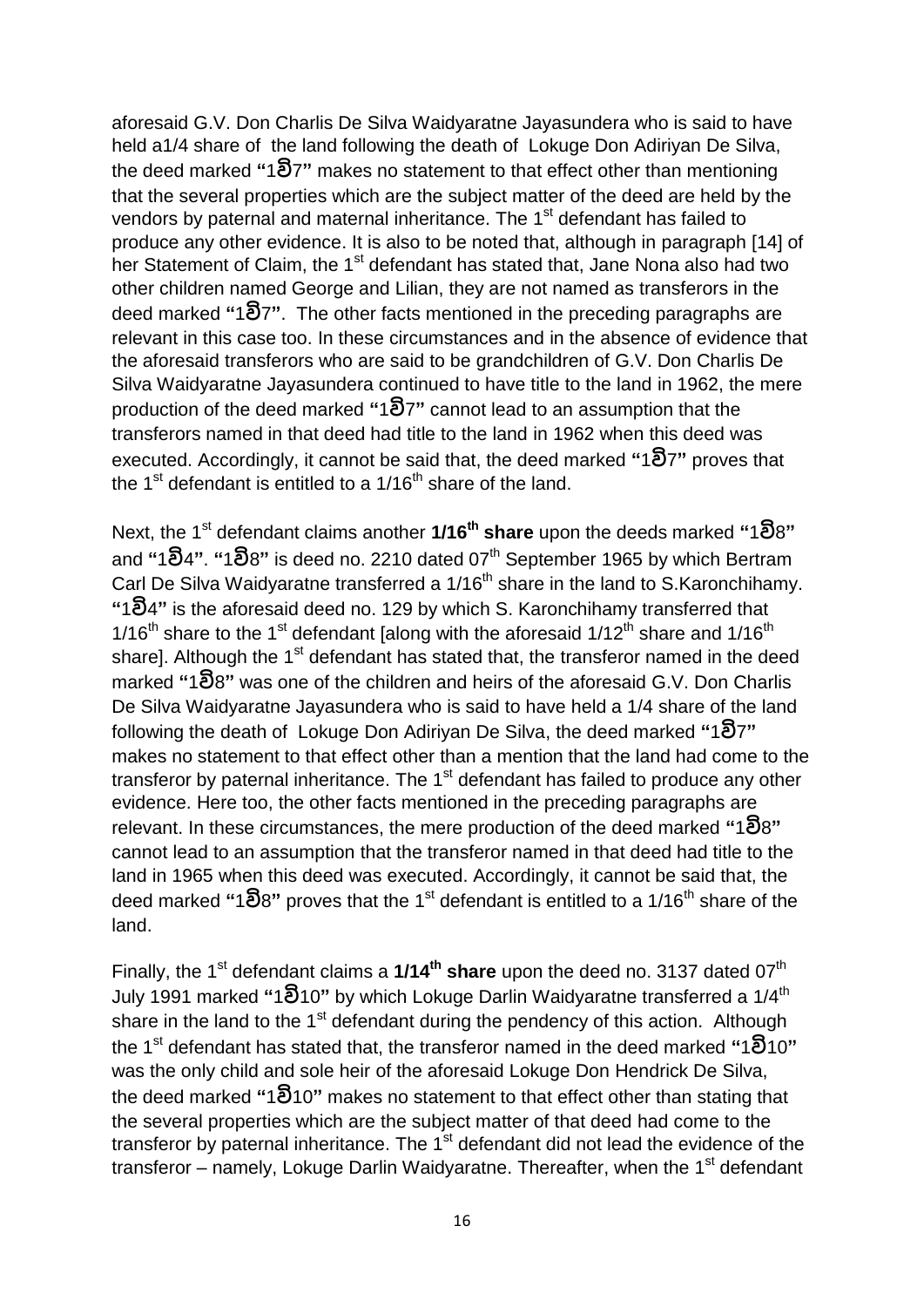aforesaid G.V. Don Charlis De Silva Waidyaratne Jayasundera who is said to have held a1/4 share of the land following the death of Lokuge Don Adiriyan De Silva, the deed marked **"**1වි7**"** makes no statement to that effect other than mentioning that the several properties which are the subject matter of the deed are held by the vendors by paternal and maternal inheritance. The 1st defendant has failed to produce any other evidence. It is also to be noted that, although in paragraph [14] of her Statement of Claim, the 1st defendant has stated that, Jane Nona also had two other children named George and Lilian, they are not named as transferors in the deed marked **"**1වි7**"**. The other facts mentioned in the preceding paragraphs are relevant in this case too. In these circumstances and in the absence of evidence that the aforesaid transferors who are said to be grandchildren of G.V. Don Charlis De Silva Waidyaratne Jayasundera continued to have title to the land in 1962, the mere production of the deed marked **"**1වි7**"** cannot lead to an assumption that the transferors named in that deed had title to the land in 1962 when this deed was executed. Accordingly, it cannot be said that, the deed marked **"**1වි7**"** proves that the 1st defendant is entitled to a 1/16th share of the land.

Next, the 1st defendant claims another **1/16th share** upon the deeds marked **"**1වි8**"** and **"**1වි4**"**. **"**1වි8**"** is deed no. 2210 dated 07th September 1965 by which Bertram Carl De Silva Waidyaratne transferred a 1/16th share in the land to S.Karonchihamy. **"**1වි4**"** is the aforesaid deed no. 129 by which S. Karonchihamy transferred that 1/16th share to the 1st defendant [along with the aforesaid 1/12th share and 1/16th share]. Although the 1st defendant has stated that, the transferor named in the deed marked **"**1වි8**"** was one of the children and heirs of the aforesaid G.V. Don Charlis De Silva Waidyaratne Jayasundera who is said to have held a 1/4 share of the land following the death of Lokuge Don Adiriyan De Silva, the deed marked **"**1වි7**"** makes no statement to that effect other than a mention that the land had come to the transferor by paternal inheritance. The 1st defendant has failed to produce any other evidence. Here too, the other facts mentioned in the preceding paragraphs are relevant. In these circumstances, the mere production of the deed marked **"**1වි8**"** cannot lead to an assumption that the transferor named in that deed had title to the land in 1965 when this deed was executed. Accordingly, it cannot be said that, the deed marked **"**1වි8**"** proves that the 1st defendant is entitled to a 1/16th share of the land.

Finally, the 1st defendant claims a **1/14th share** upon the deed no. 3137 dated 07th July 1991 marked **"**1වි10**"** by which Lokuge Darlin Waidyaratne transferred a 1/4th share in the land to the 1st defendant during the pendency of this action. Although the 1st defendant has stated that, the transferor named in the deed marked **"**1වි10**"** was the only child and sole heir of the aforesaid Lokuge Don Hendrick De Silva, the deed marked **"**1වි10**"** makes no statement to that effect other than stating that the several properties which are the subject matter of that deed had come to the transferor by paternal inheritance. The 1st defendant did not lead the evidence of the transferor – namely, Lokuge Darlin Waidyaratne. Thereafter, when the 1st defendant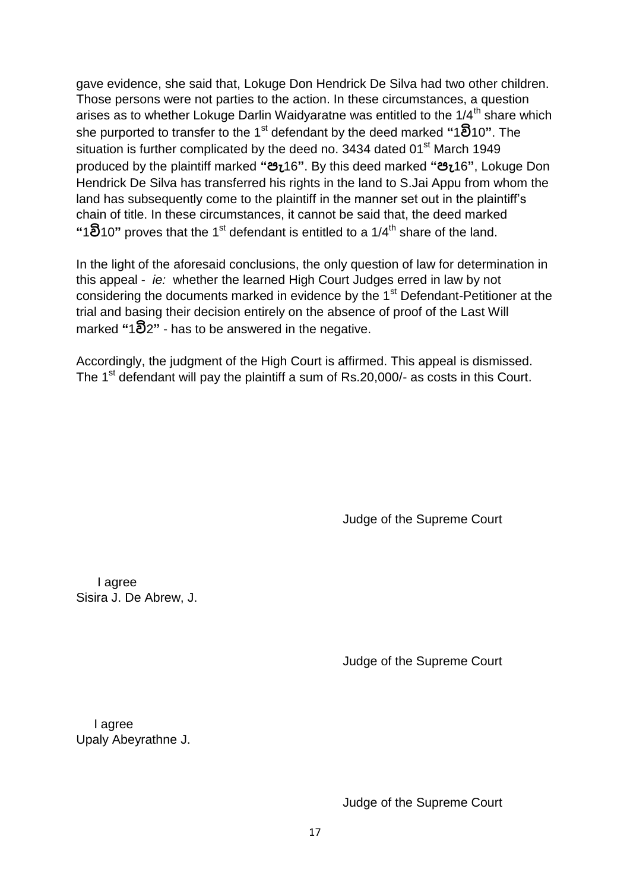gave evidence, she said that, Lokuge Don Hendrick De Silva had two other children. Those persons were not parties to the action. In these circumstances, a question arises as to whether Lokuge Darlin Waidyaratne was entitled to the 1/4th share which she purported to transfer to the 1st defendant by the deed marked **"1වි10"**. The situation is further complicated by the deed no. 3434 dated 01st March 1949 produced by the plaintiff marked **"පැ16"**. By this deed marked **"පැ16"**, Lokuge Don Hendrick De Silva has transferred his rights in the land to S.Jai Appu from whom the land has subsequently come to the plaintiff in the manner set out in the plaintiff's chain of title. In these circumstances, it cannot be said that, the deed marked **"1වි10"** proves that the 1st defendant is entitled to a 1/4th share of the land.

In the light of the aforesaid conclusions, the only question of law for determination in this appeal - *ie:* whether the learned High Court Judges erred in law by not considering the documents marked in evidence by the 1st Defendant-Petitioner at the trial and basing their decision entirely on the absence of proof of the Last Will marked **"1වි2"** - has to be answered in the negative.

Accordingly, the judgment of the High Court is affirmed. This appeal is dismissed. The 1st defendant will pay the plaintiff a sum of Rs.20,000/- as costs in this Court.

Judge of the Supreme Court

I agree
Sisira J. De Abrew, J.

Judge of the Supreme Court

I agree
Upaly Abeyrathne J.

Judge of the Supreme Court